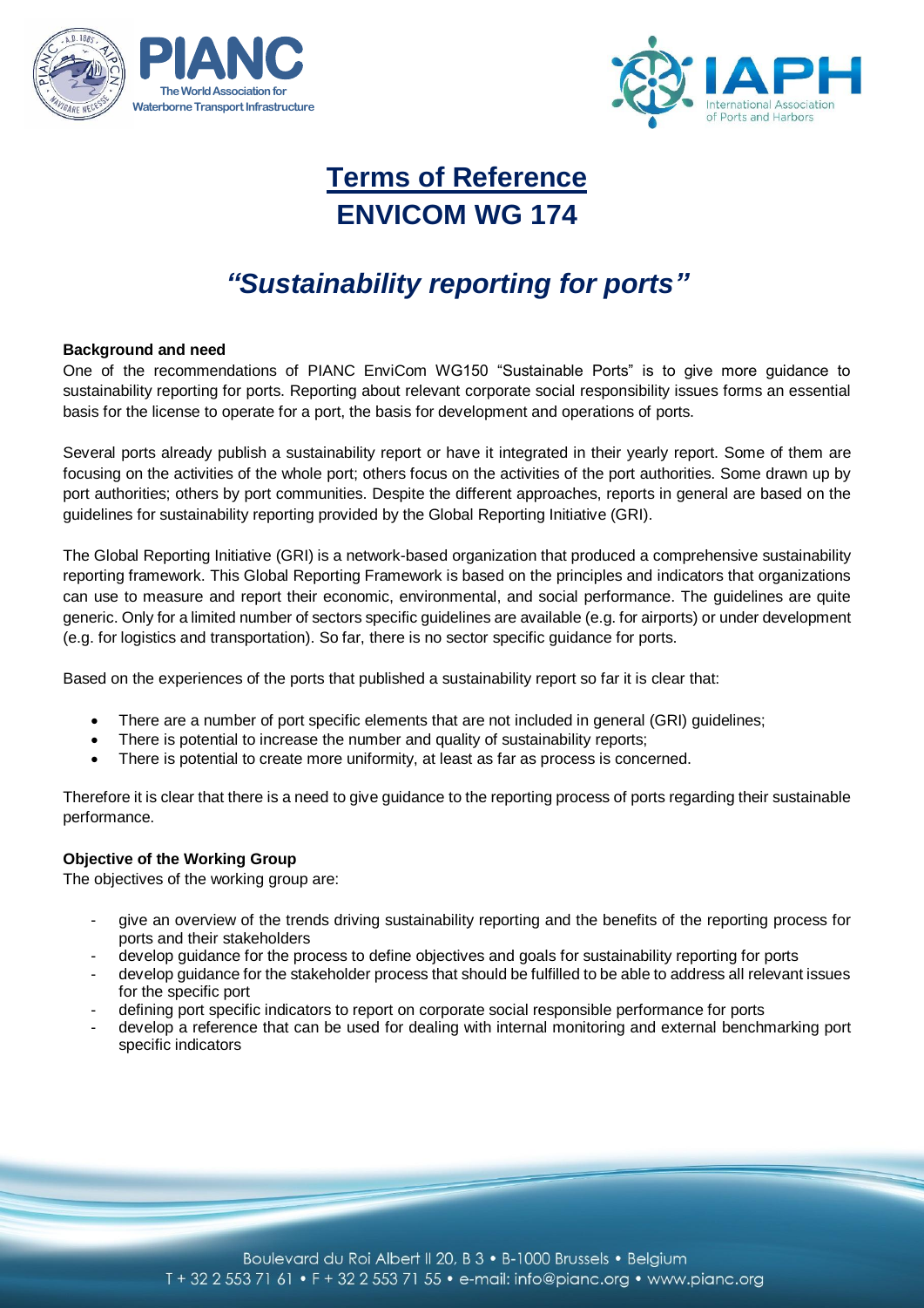# Terms of Reference
# ENVICOM WG 174

## *"Sustainability reporting for ports"*

**Background and need**

One of the recommendations of PIANC EnviCom WG150 "Sustainable Ports" is to give more guidance to sustainability reporting for ports. Reporting about relevant corporate social responsibility issues forms an essential basis for the license to operate for a port, the basis for development and operations of ports.

Several ports already publish a sustainability report or have it integrated in their yearly report. Some of them are focusing on the activities of the whole port; others focus on the activities of the port authorities. Some drawn up by port authorities; others by port communities. Despite the different approaches, reports in general are based on the guidelines for sustainability reporting provided by the Global Reporting Initiative (GRI).

The Global Reporting Initiative (GRI) is a network-based organization that produced a comprehensive sustainability reporting framework. This Global Reporting Framework is based on the principles and indicators that organizations can use to measure and report their economic, environmental, and social performance. The guidelines are quite generic. Only for a limited number of sectors specific guidelines are available (e.g. for airports) or under development (e.g. for logistics and transportation). So far, there is no sector specific guidance for ports.

Based on the experiences of the ports that published a sustainability report so far it is clear that:

- There are a number of port specific elements that are not included in general (GRI) guidelines;
- There is potential to increase the number and quality of sustainability reports;
- There is potential to create more uniformity, at least as far as process is concerned.

Therefore it is clear that there is a need to give guidance to the reporting process of ports regarding their sustainable performance.

**Objective of the Working Group**

The objectives of the working group are:

- give an overview of the trends driving sustainability reporting and the benefits of the reporting process for ports and their stakeholders
- develop guidance for the process to define objectives and goals for sustainability reporting for ports
- develop guidance for the stakeholder process that should be fulfilled to be able to address all relevant issues for the specific port
- defining port specific indicators to report on corporate social responsible performance for ports
- develop a reference that can be used for dealing with internal monitoring and external benchmarking port specific indicators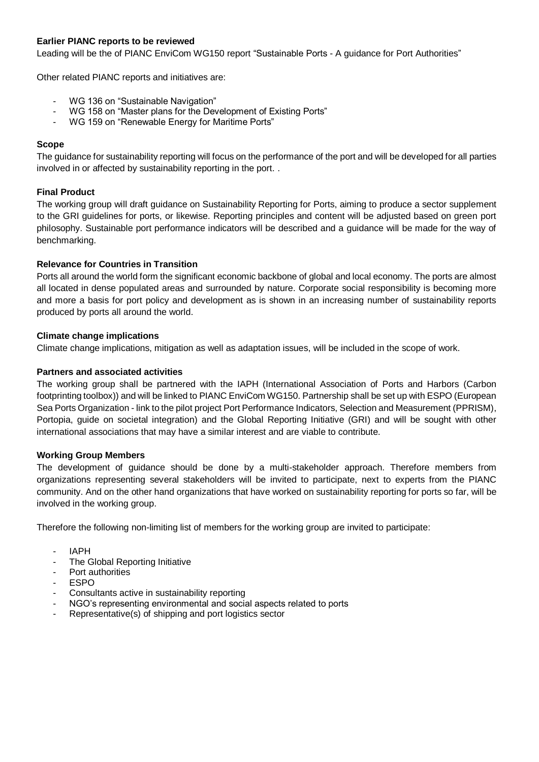**Earlier PIANC reports to be reviewed**

Leading will be the of PIANC EnviCom WG150 report "Sustainable Ports - A guidance for Port Authorities"

Other related PIANC reports and initiatives are:

- WG 136 on "Sustainable Navigation"
- WG 158 on "Master plans for the Development of Existing Ports"
- WG 159 on "Renewable Energy for Maritime Ports"

**Scope**

The guidance for sustainability reporting will focus on the performance of the port and will be developed for all parties involved in or affected by sustainability reporting in the port. .

**Final Product**

The working group will draft guidance on Sustainability Reporting for Ports, aiming to produce a sector supplement to the GRI guidelines for ports, or likewise. Reporting principles and content will be adjusted based on green port philosophy. Sustainable port performance indicators will be described and a guidance will be made for the way of benchmarking.

**Relevance for Countries in Transition**

Ports all around the world form the significant economic backbone of global and local economy. The ports are almost all located in dense populated areas and surrounded by nature. Corporate social responsibility is becoming more and more a basis for port policy and development as is shown in an increasing number of sustainability reports produced by ports all around the world.

**Climate change implications**

Climate change implications, mitigation as well as adaptation issues, will be included in the scope of work.

**Partners and associated activities**

The working group shall be partnered with the IAPH (International Association of Ports and Harbors (Carbon footprinting toolbox)) and will be linked to PIANC EnviCom WG150. Partnership shall be set up with ESPO (European Sea Ports Organization - link to the pilot project Port Performance Indicators, Selection and Measurement (PPRISM), Portopia, guide on societal integration) and the Global Reporting Initiative (GRI) and will be sought with other international associations that may have a similar interest and are viable to contribute.

**Working Group Members**

The development of guidance should be done by a multi-stakeholder approach. Therefore members from organizations representing several stakeholders will be invited to participate, next to experts from the PIANC community. And on the other hand organizations that have worked on sustainability reporting for ports so far, will be involved in the working group.

Therefore the following non-limiting list of members for the working group are invited to participate:

- IAPH
- The Global Reporting Initiative
- Port authorities
- ESPO
- Consultants active in sustainability reporting
- NGO's representing environmental and social aspects related to ports
- Representative(s) of shipping and port logistics sector